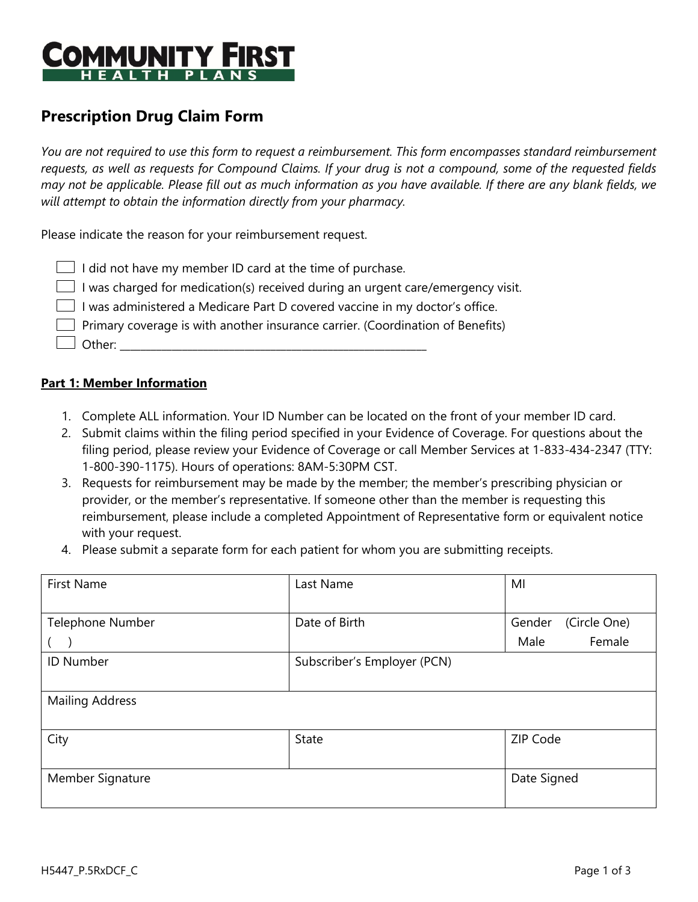COMMUNITY FIRST
HEALTH PLANS

# Prescription Drug Claim Form

*You are not required to use this form to request a reimbursement. This form encompasses standard reimbursement requests, as well as requests for Compound Claims. If your drug is not a compound, some of the requested fields may not be applicable. Please fill out as much information as you have available. If there are any blank fields, we will attempt to obtain the information directly from your pharmacy.*

Please indicate the reason for your reimbursement request.

- ☐ I did not have my member ID card at the time of purchase.
- ☐ I was charged for medication(s) received during an urgent care/emergency visit.
- ☐ I was administered a Medicare Part D covered vaccine in my doctor's office.
- ☐ Primary coverage is with another insurance carrier. (Coordination of Benefits)
- ☐ Other: ________________________________________________________

## Part 1: Member Information

1. Complete ALL information. Your ID Number can be located on the front of your member ID card.
2. Submit claims within the filing period specified in your Evidence of Coverage. For questions about the filing period, please review your Evidence of Coverage or call Member Services at 1-833-434-2347 (TTY: 1-800-390-1175). Hours of operations: 8AM-5:30PM CST.
3. Requests for reimbursement may be made by the member; the member's prescribing physician or provider, or the member's representative. If someone other than the member is requesting this reimbursement, please include a completed Appointment of Representative form or equivalent notice with your request.
4. Please submit a separate form for each patient for whom you are submitting receipts.

| First Name | Last Name | MI |
|---|---|---|
| Telephone Number<br>(    ) | Date of Birth | Gender (Circle One)<br>Male Female |
| ID Number | Subscriber's Employer (PCN) | |
| Mailing Address | | |
| City | State | ZIP Code |
| Member Signature | | Date Signed |

H5447_P.5RxDCF_C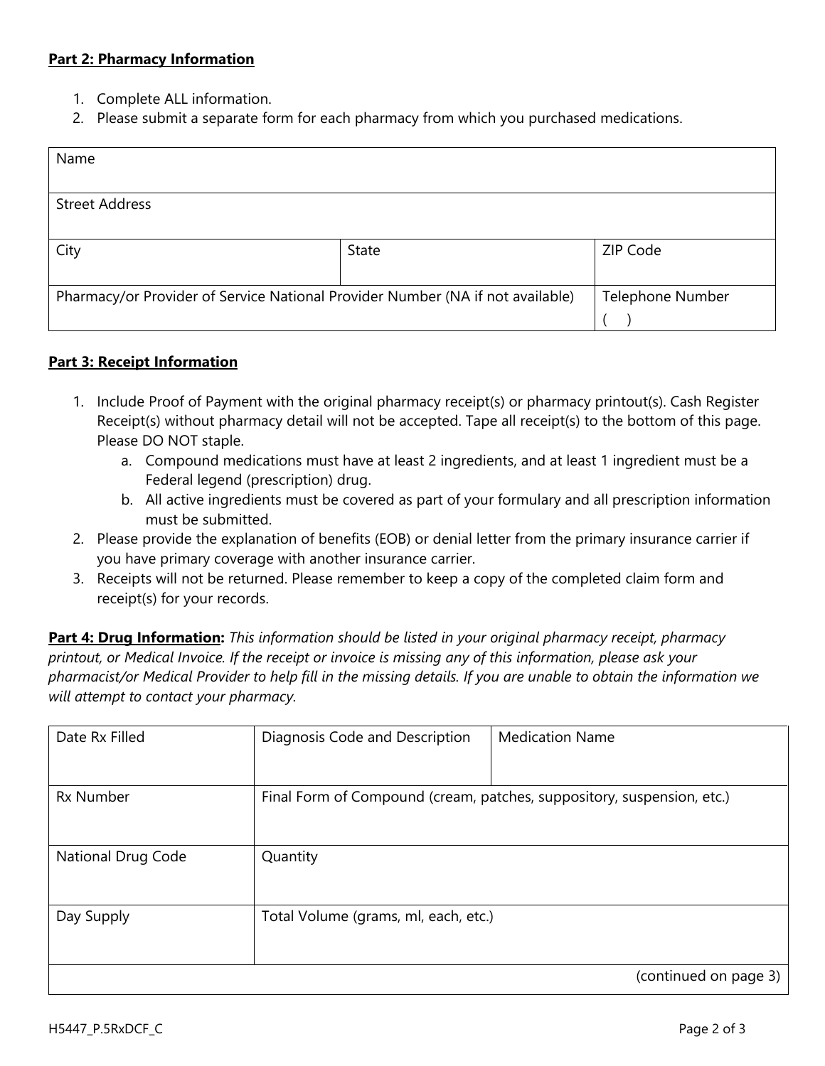**Part 2: Pharmacy Information**

1. Complete ALL information.
2. Please submit a separate form for each pharmacy from which you purchased medications.

| Name | | |
|---|---|---|
| Street Address | | |
| City | State | ZIP Code |
| Pharmacy/or Provider of Service National Provider Number (NA if not available) | | Telephone Number<br>(     ) |

**Part 3: Receipt Information**

1. Include Proof of Payment with the original pharmacy receipt(s) or pharmacy printout(s). Cash Register Receipt(s) without pharmacy detail will not be accepted. Tape all receipt(s) to the bottom of this page. Please DO NOT staple.
   a. Compound medications must have at least 2 ingredients, and at least 1 ingredient must be a Federal legend (prescription) drug.
   b. All active ingredients must be covered as part of your formulary and all prescription information must be submitted.
2. Please provide the explanation of benefits (EOB) or denial letter from the primary insurance carrier if you have primary coverage with another insurance carrier.
3. Receipts will not be returned. Please remember to keep a copy of the completed claim form and receipt(s) for your records.

**Part 4: Drug Information:** *This information should be listed in your original pharmacy receipt, pharmacy printout, or Medical Invoice. If the receipt or invoice is missing any of this information, please ask your pharmacist/or Medical Provider to help fill in the missing details. If you are unable to obtain the information we will attempt to contact your pharmacy.*

| Date Rx Filled | Diagnosis Code and Description | Medication Name |
|---|---|---|
| Rx Number | Final Form of Compound (cream, patches, suppository, suspension, etc.) | |
| National Drug Code | Quantity | |
| Day Supply | Total Volume (grams, ml, each, etc.) | |
| | | (continued on page 3) |

H5447_P.5RxDCF_C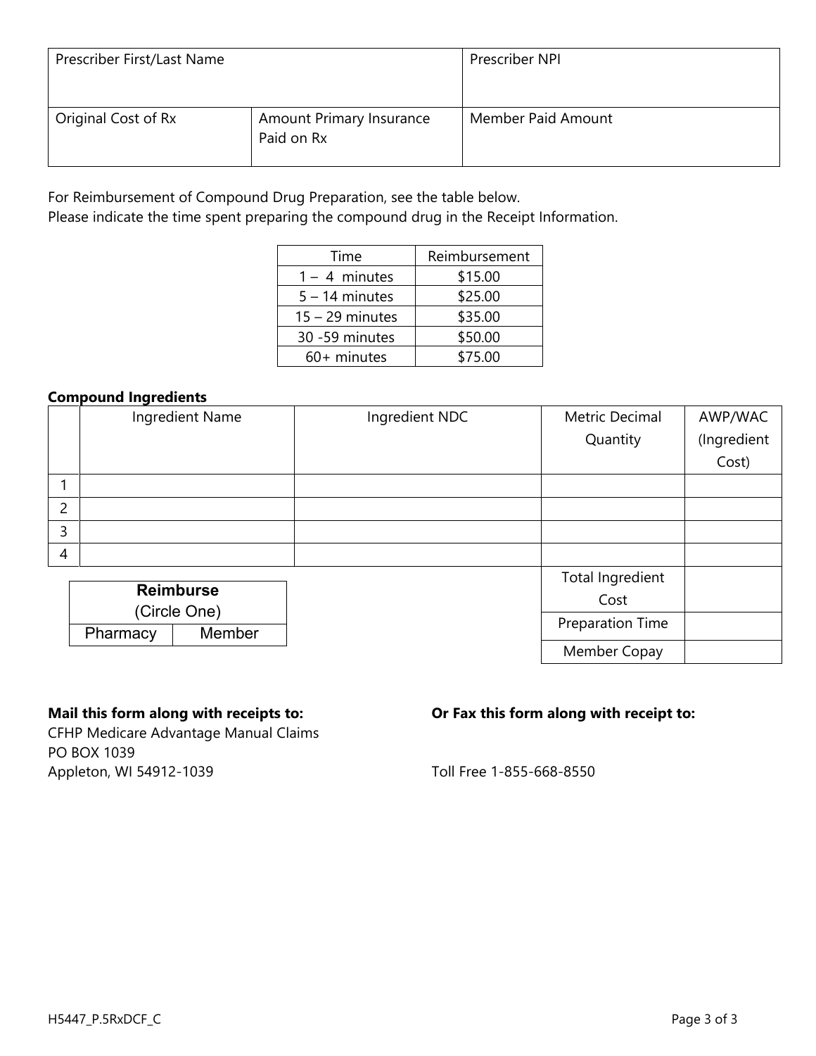| Prescriber First/Last Name | | Prescriber NPI |
|---|---|---|
| Original Cost of Rx | Amount Primary Insurance Paid on Rx | Member Paid Amount |

For Reimbursement of Compound Drug Preparation, see the table below.
Please indicate the time spent preparing the compound drug in the Receipt Information.

| Time | Reimbursement |
|---|---|
| 1 – 4 minutes | $15.00 |
| 5 – 14 minutes | $25.00 |
| 15 – 29 minutes | $35.00 |
| 30 -59 minutes | $50.00 |
| 60+ minutes | $75.00 |

**Compound Ingredients**

| | Ingredient Name | Ingredient NDC | Metric Decimal Quantity | AWP/WAC (Ingredient Cost) |
|---|---|---|---|---|
| 1 | | | | |
| 2 | | | | |
| 3 | | | | |
| 4 | | | | |
| | | | Total Ingredient Cost | |
| | | | Preparation Time | |
| | | | Member Copay | |

| **Reimburse** (Circle One) | |
|---|---|
| Pharmacy | Member |

**Mail this form along with receipts to:**
CFHP Medicare Advantage Manual Claims
PO BOX 1039
Appleton, WI 54912-1039

**Or Fax this form along with receipt to:**

Toll Free 1-855-668-8550

H5447_P.5RxDCF_C